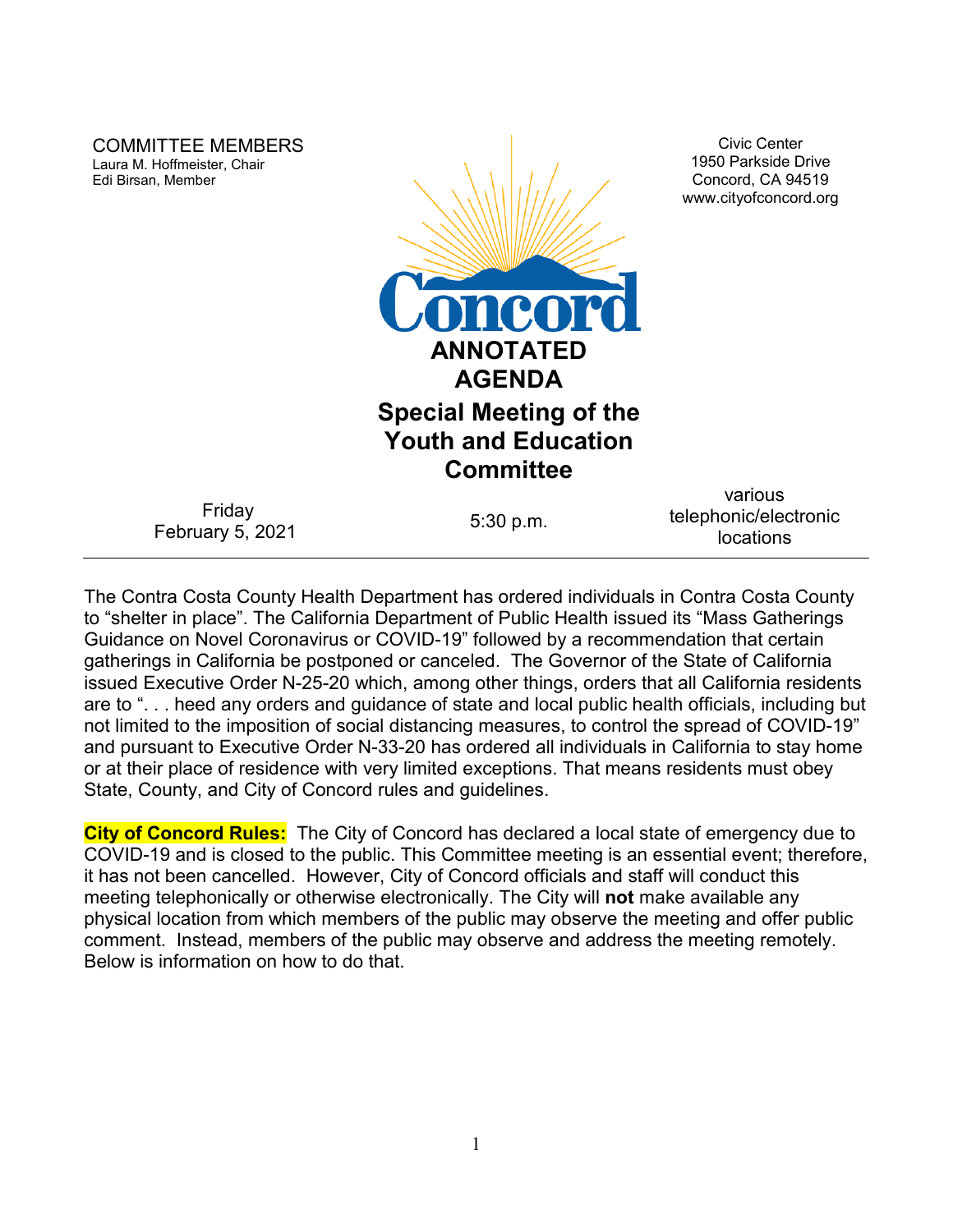COMMITTEE MEMBERS
Laura M. Hoffmeister, Chair
Edi Birsan, Member

Civic Center
1950 Parkside Drive
Concord, CA 94519
www.cityofconcord.org

# ANNOTATED AGENDA

## Special Meeting of the Youth and Education Committee

| Friday<br>February 5, 2021 | 5:30 p.m. | various<br>telephonic/electronic<br>locations |
|---|---|---|

The Contra Costa County Health Department has ordered individuals in Contra Costa County to "shelter in place". The California Department of Public Health issued its "Mass Gatherings Guidance on Novel Coronavirus or COVID-19" followed by a recommendation that certain gatherings in California be postponed or canceled. The Governor of the State of California issued Executive Order N-25-20 which, among other things, orders that all California residents are to ". . . heed any orders and guidance of state and local public health officials, including but not limited to the imposition of social distancing measures, to control the spread of COVID-19" and pursuant to Executive Order N-33-20 has ordered all individuals in California to stay home or at their place of residence with very limited exceptions. That means residents must obey State, County, and City of Concord rules and guidelines.

**City of Concord Rules:** The City of Concord has declared a local state of emergency due to COVID-19 and is closed to the public. This Committee meeting is an essential event; therefore, it has not been cancelled. However, City of Concord officials and staff will conduct this meeting telephonically or otherwise electronically. The City will **not** make available any physical location from which members of the public may observe the meeting and offer public comment. Instead, members of the public may observe and address the meeting remotely. Below is information on how to do that.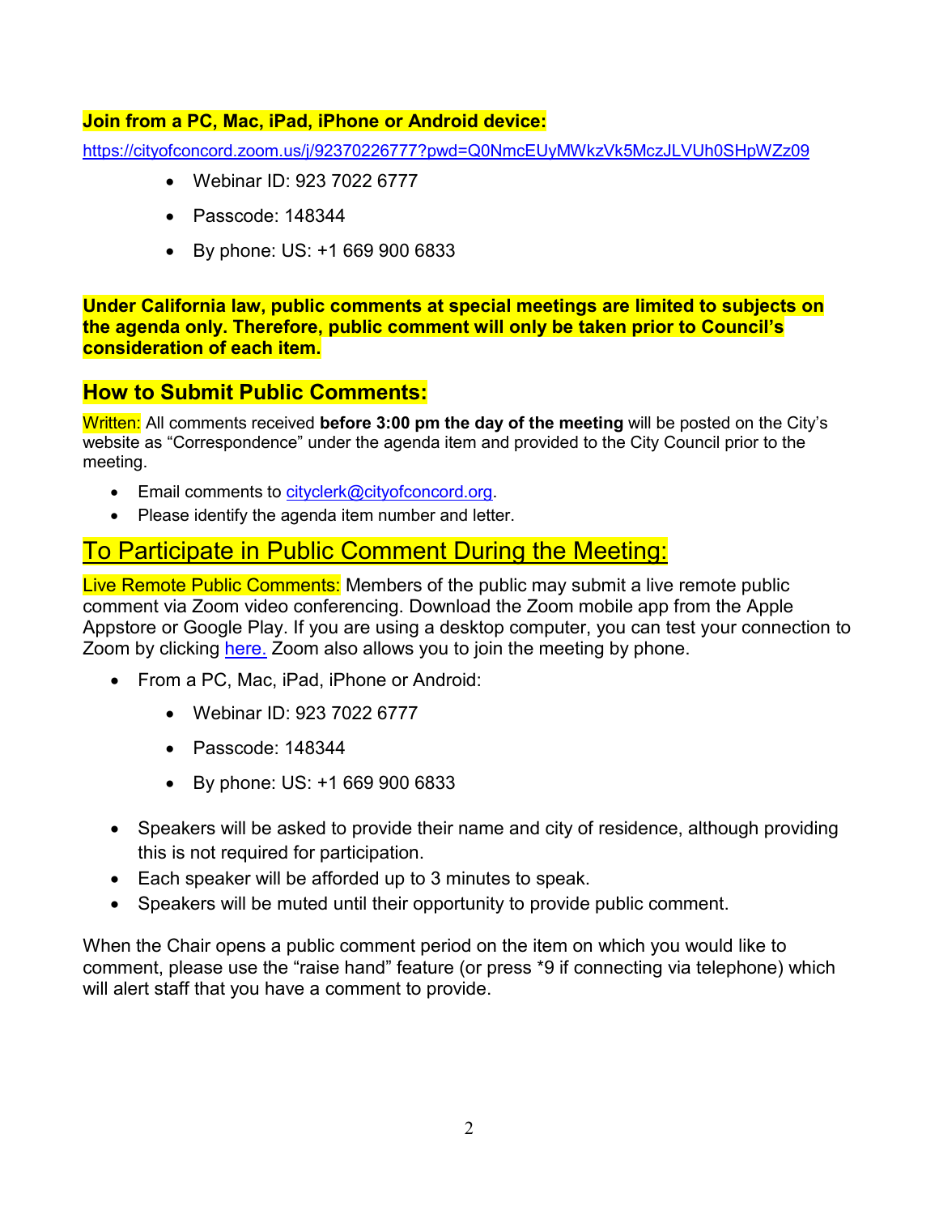**Join from a PC, Mac, iPad, iPhone or Android device:**

https://cityofconcord.zoom.us/j/92370226777?pwd=Q0NmcEUyMWkzVk5MczJLVUh0SHpWZz09

- Webinar ID: 923 7022 6777
- Passcode: 148344
- By phone: US: +1 669 900 6833

**Under California law, public comments at special meetings are limited to subjects on the agenda only. Therefore, public comment will only be taken prior to Council's consideration of each item.**

## How to Submit Public Comments:

Written: All comments received **before 3:00 pm the day of the meeting** will be posted on the City's website as "Correspondence" under the agenda item and provided to the City Council prior to the meeting.

- Email comments to cityclerk@cityofconcord.org.
- Please identify the agenda item number and letter.

## To Participate in Public Comment During the Meeting:

Live Remote Public Comments: Members of the public may submit a live remote public comment via Zoom video conferencing. Download the Zoom mobile app from the Apple Appstore or Google Play. If you are using a desktop computer, you can test your connection to Zoom by clicking here. Zoom also allows you to join the meeting by phone.

- From a PC, Mac, iPad, iPhone or Android:
  - Webinar ID: 923 7022 6777
  - Passcode: 148344
  - By phone: US: +1 669 900 6833
- Speakers will be asked to provide their name and city of residence, although providing this is not required for participation.
- Each speaker will be afforded up to 3 minutes to speak.
- Speakers will be muted until their opportunity to provide public comment.

When the Chair opens a public comment period on the item on which you would like to comment, please use the "raise hand" feature (or press *9 if connecting via telephone) which will alert staff that you have a comment to provide.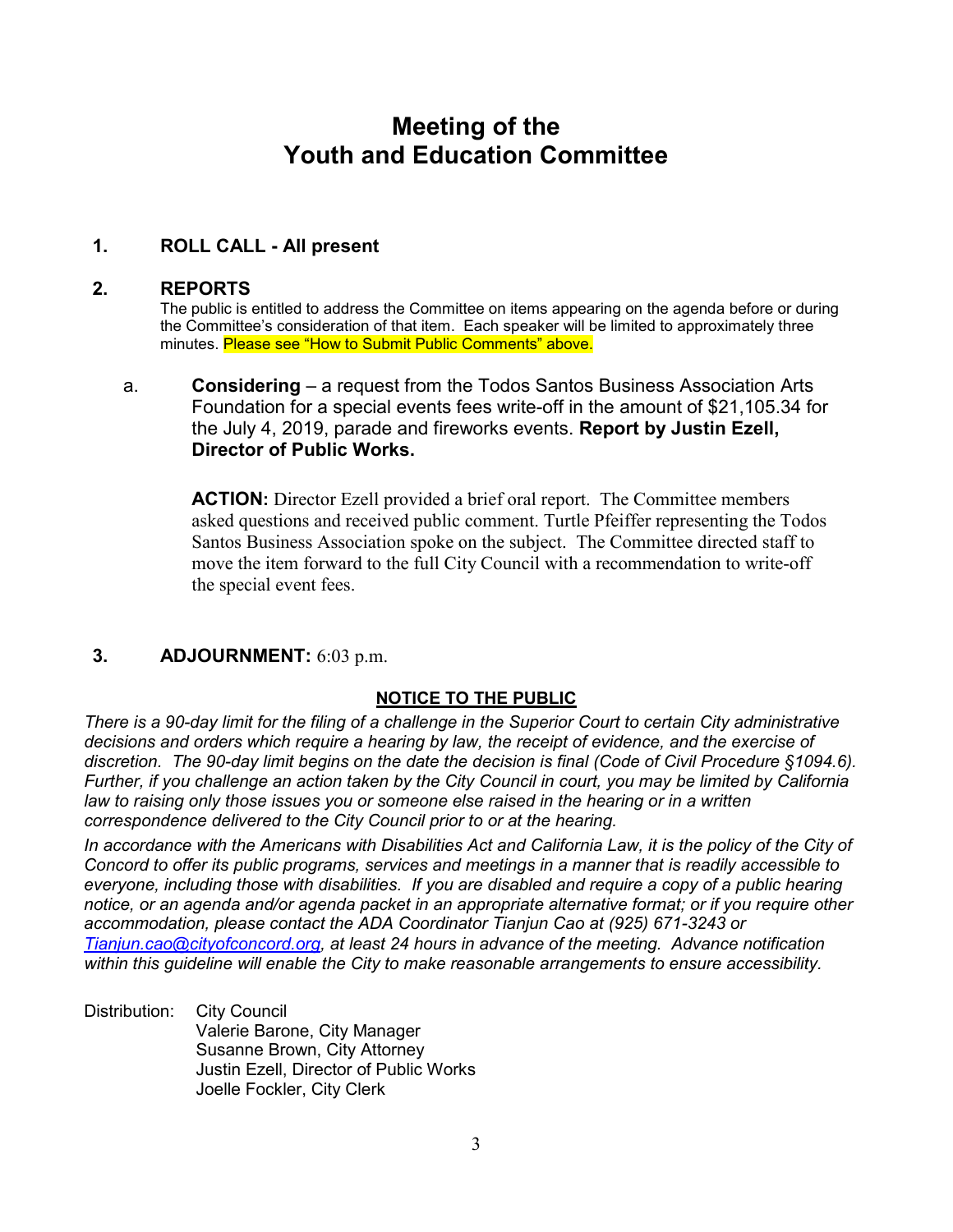# Meeting of the Youth and Education Committee

## 1. ROLL CALL - All present

## 2. REPORTS

The public is entitled to address the Committee on items appearing on the agenda before or during the Committee's consideration of that item. Each speaker will be limited to approximately three minutes. Please see "How to Submit Public Comments" above.

a. **Considering** – a request from the Todos Santos Business Association Arts Foundation for a special events fees write-off in the amount of $21,105.34 for the July 4, 2019, parade and fireworks events. **Report by Justin Ezell, Director of Public Works.**

**ACTION:** Director Ezell provided a brief oral report. The Committee members asked questions and received public comment. Turtle Pfeiffer representing the Todos Santos Business Association spoke on the subject. The Committee directed staff to move the item forward to the full City Council with a recommendation to write-off the special event fees.

## 3. ADJOURNMENT: 6:03 p.m.

**NOTICE TO THE PUBLIC**

*There is a 90-day limit for the filing of a challenge in the Superior Court to certain City administrative decisions and orders which require a hearing by law, the receipt of evidence, and the exercise of discretion. The 90-day limit begins on the date the decision is final (Code of Civil Procedure §1094.6). Further, if you challenge an action taken by the City Council in court, you may be limited by California law to raising only those issues you or someone else raised in the hearing or in a written correspondence delivered to the City Council prior to or at the hearing.*

*In accordance with the Americans with Disabilities Act and California Law, it is the policy of the City of Concord to offer its public programs, services and meetings in a manner that is readily accessible to everyone, including those with disabilities. If you are disabled and require a copy of a public hearing notice, or an agenda and/or agenda packet in an appropriate alternative format; or if you require other accommodation, please contact the ADA Coordinator Tianjun Cao at (925) 671-3243 or Tianjun.cao@cityofconcord.org, at least 24 hours in advance of the meeting. Advance notification within this guideline will enable the City to make reasonable arrangements to ensure accessibility.*

Distribution: City Council
Valerie Barone, City Manager
Susanne Brown, City Attorney
Justin Ezell, Director of Public Works
Joelle Fockler, City Clerk